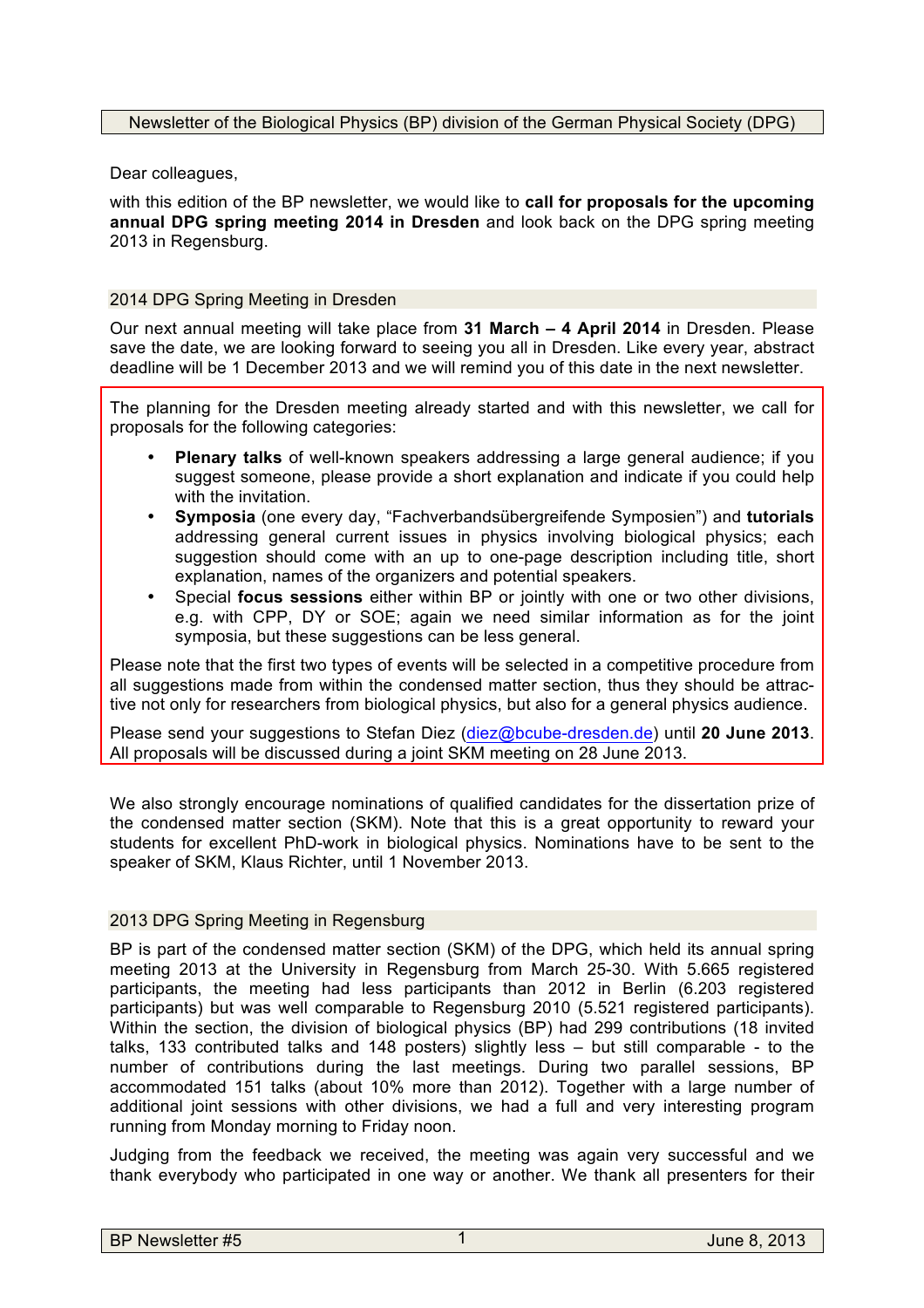Newsletter of the Biological Physics (BP) division of the German Physical Society (DPG)

Dear colleagues,

with this edition of the BP newsletter, we would like to **call for proposals for the upcoming annual DPG spring meeting 2014 in Dresden** and look back on the DPG spring meeting 2013 in Regensburg.

## 2014 DPG Spring Meeting in Dresden

Our next annual meeting will take place from **31 March – 4 April 2014** in Dresden. Please save the date, we are looking forward to seeing you all in Dresden. Like every year, abstract deadline will be 1 December 2013 and we will remind you of this date in the next newsletter.

The planning for the Dresden meeting already started and with this newsletter, we call for proposals for the following categories:

- **Plenary talks** of well-known speakers addressing a large general audience; if you suggest someone, please provide a short explanation and indicate if you could help with the invitation.
- **Symposia** (one every day, "Fachverbandsübergreifende Symposien") and **tutorials** addressing general current issues in physics involving biological physics; each suggestion should come with an up to one-page description including title, short explanation, names of the organizers and potential speakers.
- Special **focus sessions** either within BP or jointly with one or two other divisions, e.g. with CPP, DY or SOE; again we need similar information as for the joint symposia, but these suggestions can be less general.

Please note that the first two types of events will be selected in a competitive procedure from all suggestions made from within the condensed matter section, thus they should be attractive not only for researchers from biological physics, but also for a general physics audience.

Please send your suggestions to Stefan Diez (diez@bcube-dresden.de) until **20 June 2013**. All proposals will be discussed during a joint SKM meeting on 28 June 2013.

We also strongly encourage nominations of qualified candidates for the dissertation prize of the condensed matter section (SKM). Note that this is a great opportunity to reward your students for excellent PhD-work in biological physics. Nominations have to be sent to the speaker of SKM, Klaus Richter, until 1 November 2013.

## 2013 DPG Spring Meeting in Regensburg

BP is part of the condensed matter section (SKM) of the DPG, which held its annual spring meeting 2013 at the University in Regensburg from March 25-30. With 5.665 registered participants, the meeting had less participants than 2012 in Berlin (6.203 registered participants) but was well comparable to Regensburg 2010 (5.521 registered participants). Within the section, the division of biological physics (BP) had 299 contributions (18 invited talks, 133 contributed talks and 148 posters) slightly less – but still comparable - to the number of contributions during the last meetings. During two parallel sessions, BP accommodated 151 talks (about 10% more than 2012). Together with a large number of additional joint sessions with other divisions, we had a full and very interesting program running from Monday morning to Friday noon.

Judging from the feedback we received, the meeting was again very successful and we thank everybody who participated in one way or another. We thank all presenters for their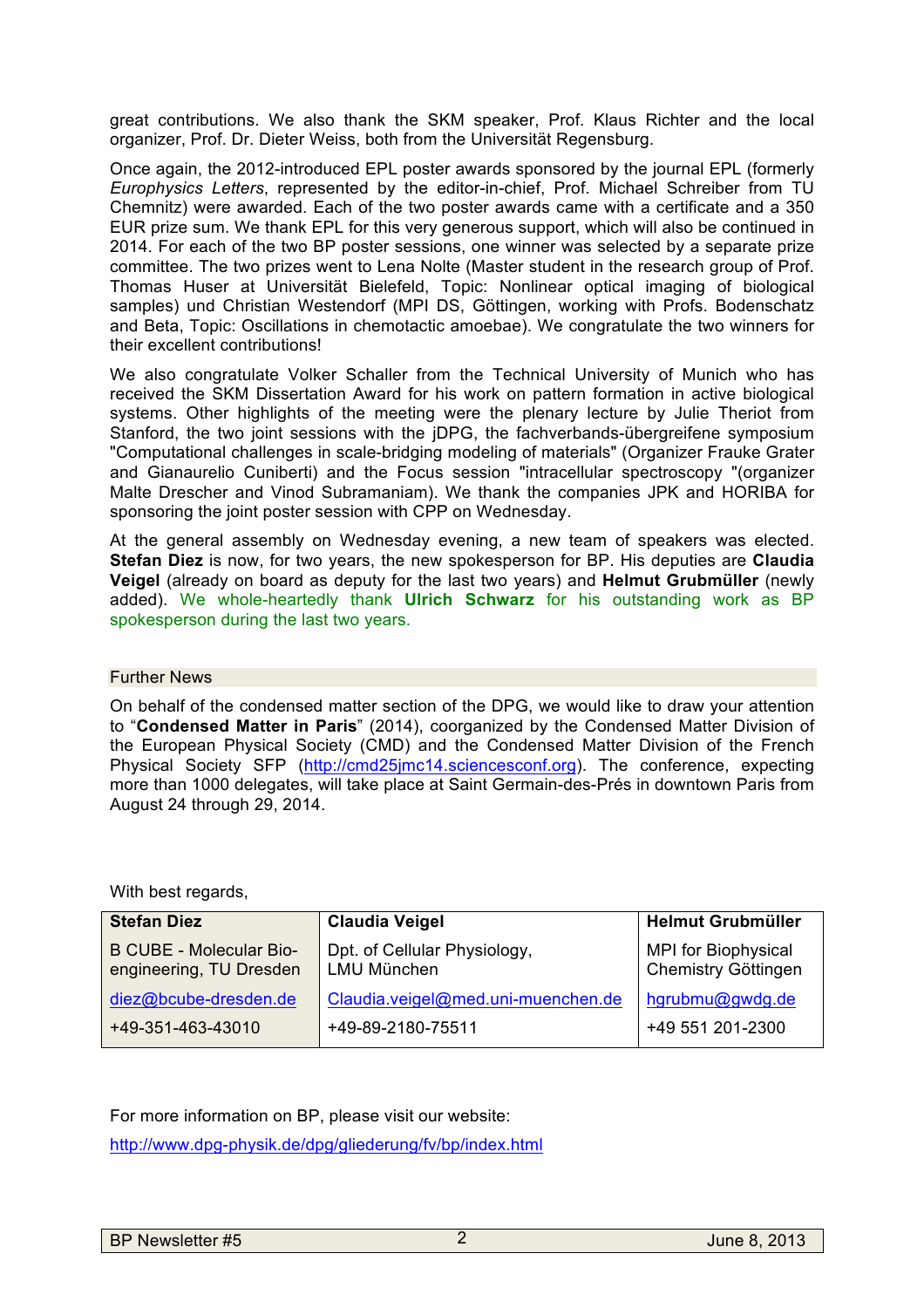great contributions. We also thank the SKM speaker, Prof. Klaus Richter and the local organizer, Prof. Dr. Dieter Weiss, both from the Universität Regensburg.

Once again, the 2012-introduced EPL poster awards sponsored by the journal EPL (formerly *Europhysics Letters*, represented by the editor-in-chief, Prof. Michael Schreiber from TU Chemnitz) were awarded. Each of the two poster awards came with a certificate and a 350 EUR prize sum. We thank EPL for this very generous support, which will also be continued in 2014. For each of the two BP poster sessions, one winner was selected by a separate prize committee. The two prizes went to Lena Nolte (Master student in the research group of Prof. Thomas Huser at Universität Bielefeld, Topic: Nonlinear optical imaging of biological samples) und Christian Westendorf (MPI DS, Göttingen, working with Profs. Bodenschatz and Beta, Topic: Oscillations in chemotactic amoebae). We congratulate the two winners for their excellent contributions!

We also congratulate Volker Schaller from the Technical University of Munich who has received the SKM Dissertation Award for his work on pattern formation in active biological systems. Other highlights of the meeting were the plenary lecture by Julie Theriot from Stanford, the two joint sessions with the jDPG, the fachverbands-übergreifene symposium "Computational challenges in scale-bridging modeling of materials" (Organizer Frauke Grater and Gianaurelio Cuniberti) and the Focus session "intracellular spectroscopy "(organizer Malte Drescher and Vinod Subramaniam). We thank the companies JPK and HORIBA for sponsoring the joint poster session with CPP on Wednesday.

At the general assembly on Wednesday evening, a new team of speakers was elected. **Stefan Diez** is now, for two years, the new spokesperson for BP. His deputies are **Claudia Veigel** (already on board as deputy for the last two years) and **Helmut Grubmüller** (newly added). We whole-heartedly thank **Ulrich Schwarz** for his outstanding work as BP spokesperson during the last two years.

## Further News

On behalf of the condensed matter section of the DPG, we would like to draw your attention to "**Condensed Matter in Paris**" (2014), coorganized by the Condensed Matter Division of the European Physical Society (CMD) and the Condensed Matter Division of the French Physical Society SFP (http://cmd25jmc14.sciencesconf.org). The conference, expecting more than 1000 delegates, will take place at Saint Germain-des-Prés in downtown Paris from August 24 through 29, 2014.

With best regards,

| **Stefan Diez** | **Claudia Veigel** | **Helmut Grubmüller** |
| --- | --- | --- |
| B CUBE - Molecular Bio-engineering, TU Dresden | Dpt. of Cellular Physiology, LMU München | MPI for Biophysical Chemistry Göttingen |
| diez@bcube-dresden.de | Claudia.veigel@med.uni-muenchen.de | hgrubmu@gwdg.de |
| +49-351-463-43010 | +49-89-2180-75511 | +49 551 201-2300 |

For more information on BP, please visit our website:

http://www.dpg-physik.de/dpg/gliederung/fv/bp/index.html